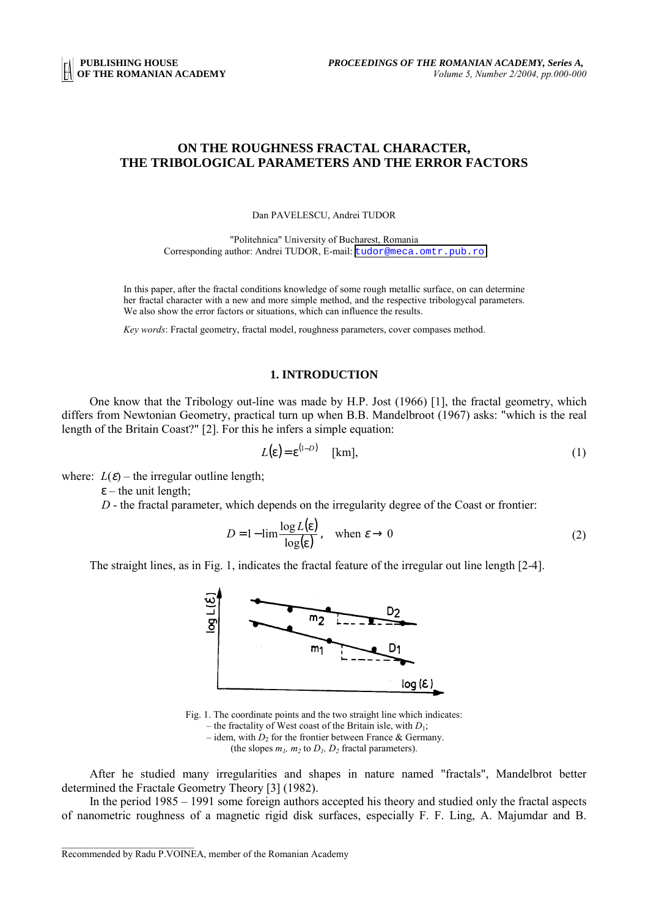# ON THE ROUGHNESS FRACTAL CHARACTER, THE TRIBOLOGICAL PARAMETERS AND THE ERROR FACTORS

Dan PAVELESCU, Andrei TUDOR

"Politehnica" University of Bucharest, Romania
Corresponding author: Andrei TUDOR, E-mail: tudor@meca.omtr.pub.ro

In this paper, after the fractal conditions knowledge of some rough metallic surface, on can determine her fractal character with a new and more simple method, and the respective tribologycal parameters. We also show the error factors or situations, which can influence the results.

*Key words*: Fractal geometry, fractal model, roughness parameters, cover compases method.

## 1. INTRODUCTION

One know that the Tribology out-line was made by H.P. Jost (1966) [1], the fractal geometry, which differs from Newtonian Geometry, practical turn up when B.B. Mandelbroot (1967) asks: "which is the real length of the Britain Coast?" [2]. For this he infers a simple equation:

$$L(\varepsilon) = \varepsilon^{(1-D)} \quad \text{[km]}, \tag{1}$$

where: $L(\varepsilon)$ – the irregular outline length;

$\varepsilon$ – the unit length;

$D$ - the fractal parameter, which depends on the irregularity degree of the Coast or frontier:

$$D = 1 - \lim \frac{\log L(\varepsilon)}{\log(\varepsilon)}, \quad \text{when } \varepsilon \to 0 \tag{2}$$

The straight lines, as in Fig. 1, indicates the fractal feature of the irregular out line length [2-4].

Fig. 1. The coordinate points and the two straight line which indicates:
– the fractality of West coast of the Britain isle, with $D_1$;
– idem, with $D_2$ for the frontier between France & Germany.
(the slopes $m_1$, $m_2$ to $D_1$, $D_2$ fractal parameters).

After he studied many irregularities and shapes in nature named "fractals", Mandelbrot better determined the Fractale Geometry Theory [3] (1982).

In the period 1985 – 1991 some foreign authors accepted his theory and studied only the fractal aspects of nanometric roughness of a magnetic rigid disk surfaces, especially F. F. Ling, A. Majumdar and B.

Recommended by Radu P.VOINEA, member of the Romanian Academy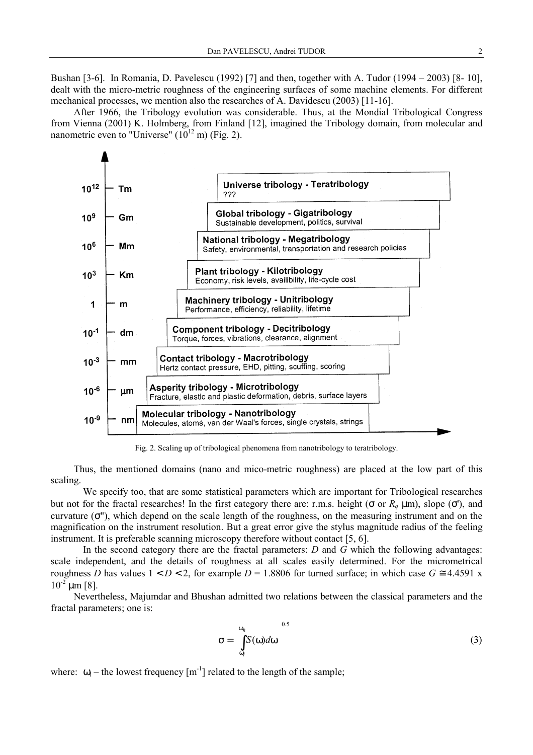Bushan [3-6]. In Romania, D. Pavelescu (1992) [7] and then, together with A. Tudor (1994 – 2003) [8- 10], dealt with the micro-metric roughness of the engineering surfaces of some machine elements. For different mechanical processes, we mention also the researches of A. Davidescu (2003) [11-16].

After 1966, the Tribology evolution was considerable. Thus, at the Mondial Tribological Congress from Vienna (2001) K. Holmberg, from Finland [12], imagined the Tribology domain, from molecular and nanometric even to "Universe" ($10^{12}$ m) (Fig. 2).

| Scale | Unit | Domain |
| --- | --- | --- |
| $10^{12}$ | Tm | **Universe tribology - Teratribology** ??? |
| $10^{9}$ | Gm | **Global tribology - Gigatribology** Sustainable development, politics, survival |
| $10^{6}$ | Mm | **National tribology - Megatribology** Safety, environmental, transportation and research policies |
| $10^{3}$ | Km | **Plant tribology - Kilotribology** Economy, risk levels, availibility, life-cycle cost |
| 1 | m | **Machinery tribology - Unitribology** Performance, efficiency, reliability, lifetime |
| $10^{-1}$ | dm | **Component tribology - Decitribology** Torque, forces, vibrations, clearance, alignment |
| $10^{-3}$ | mm | **Contact tribology - Macrotribology** Hertz contact pressure, EHD, pitting, scuffing, scoring |
| $10^{-6}$ | µm | **Asperity tribology - Microtribology** Fracture, elastic and plastic deformation, debris, surface layers |
| $10^{-9}$ | nm | **Molecular tribology - Nanotribology** Molecules, atoms, van der Waal's forces, single crystals, strings |

Fig. 2. Scaling up of tribological phenomena from nanotribology to teratribology.

Thus, the mentioned domains (nano and mico-metric roughness) are placed at the low part of this scaling.

We specify too, that are some statistical parameters which are important for Tribological researches but not for the fractal researches! In the first category there are: r.m.s. height ($\sigma$ or $R_q$ µm), slope ($\sigma'$), and curvature ($\sigma''$), which depend on the scale length of the roughness, on the measuring instrument and on the magnification on the instrument resolution. But a great error give the stylus magnitude radius of the feeling instrument. It is preferable scanning microscopy therefore without contact [5, 6].

In the second category there are the fractal parameters: $D$ and $G$ which the following advantages: scale independent, and the details of roughness at all scales easily determined. For the micrometrical roughness $D$ has values $1 < D < 2$, for example $D = 1.8806$ for turned surface; in which case $G \cong 4.4591 \times 10^{-2}$ µm [8].

Nevertheless, Majumdar and Bhushan admitted two relations between the classical parameters and the fractal parameters; one is:

$$\sigma = \left[ \int_{\omega_l}^{\omega_h} S(\omega) d\omega \right]^{0.5} \tag{3}$$

where: $\omega_l$ – the lowest frequency [$m^{-1}$] related to the length of the sample;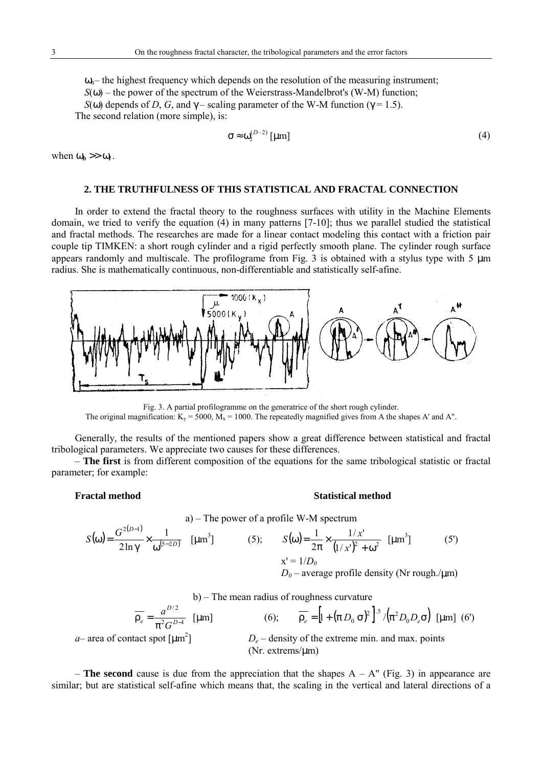$\omega_h$ – the highest frequency which depends on the resolution of the measuring instrument;

$S(\omega)$ – the power of the spectrum of the Weierstrass-Mandelbrot's (W-M) function;

$S(\omega)$ depends of $D$, $G$, and $\gamma$ – scaling parameter of the W-M function ($\gamma = 1.5$).

The second relation (more simple), is:

$$\sigma \approx \omega_l^{(D-2)} \text{ [}\mu\text{m]} \tag{4}$$

when $\omega_h >> \omega_l$.

## 2. THE TRUTHFULNESS OF THIS STATISTICAL AND FRACTAL CONNECTION

In order to extend the fractal theory to the roughness surfaces with utility in the Machine Elements domain, we tried to verify the equation (4) in many patterns [7-10]; thus we parallel studied the statistical and fractal methods. The researches are made for a linear contact modeling this contact with a friction pair couple tip TIMKEN: a short rough cylinder and a rigid perfectly smooth plane. The cylinder rough surface appears randomly and multiscale. The profilograme from Fig. 3 is obtained with a stylus type with 5 μm radius. She is mathematically continuous, non-differentiable and statistically self-afine.

Fig. 3. A partial profilogramme on the generatrice of the short rough cylinder.
The original magnification: $K_y = 5000$, $M_x = 1000$. The repeatedly magnified gives from A the shapes A' and A".

Generally, the results of the mentioned papers show a great difference between statistical and fractal tribological parameters. We appreciate two causes for these differences.

– **The first** is from different composition of the equations for the same tribological statistic or fractal parameter; for example:

**Fractal method** | **Statistical method**

a) – The power of a profile W-M spectrum

$$S(\omega) = \frac{G^{2(D-1)}}{2\ln\gamma} \times \frac{1}{\omega^{(5-2D)}} \text{ [}\mu\text{m}^3\text{]} \tag{5}$$

$$S(\omega) = \frac{1}{2\pi} \times \frac{1/x'}{(1/x')^2 + \omega^2} \text{ [}\mu\text{m}^3\text{]} \tag{5'}$$

$x' = 1/D_0$

$D_0$ – average profile density (Nr rough./μm)

b) – The mean radius of roughness curvature

$$\overline{\rho_e} = \frac{a^{D/2}}{\pi^2 G^{D-1}} \text{ [}\mu\text{m]} \tag{6}$$

$$\overline{\rho_e} = \left[1 + (\pi D_0 \sigma)^2\right]^{.5} / \left(\pi^2 D_0 D_e \sigma\right) \text{ [}\mu\text{m]} \tag{6'}$$

$a$ – area of contact spot [μm²]

$D_e$ – density of the extreme min. and max. points (Nr. extrems/μm)

– **The second** cause is due from the appreciation that the shapes A – A" (Fig. 3) in appearance are similar; but are statistical self-afine which means that, the scaling in the vertical and lateral directions of a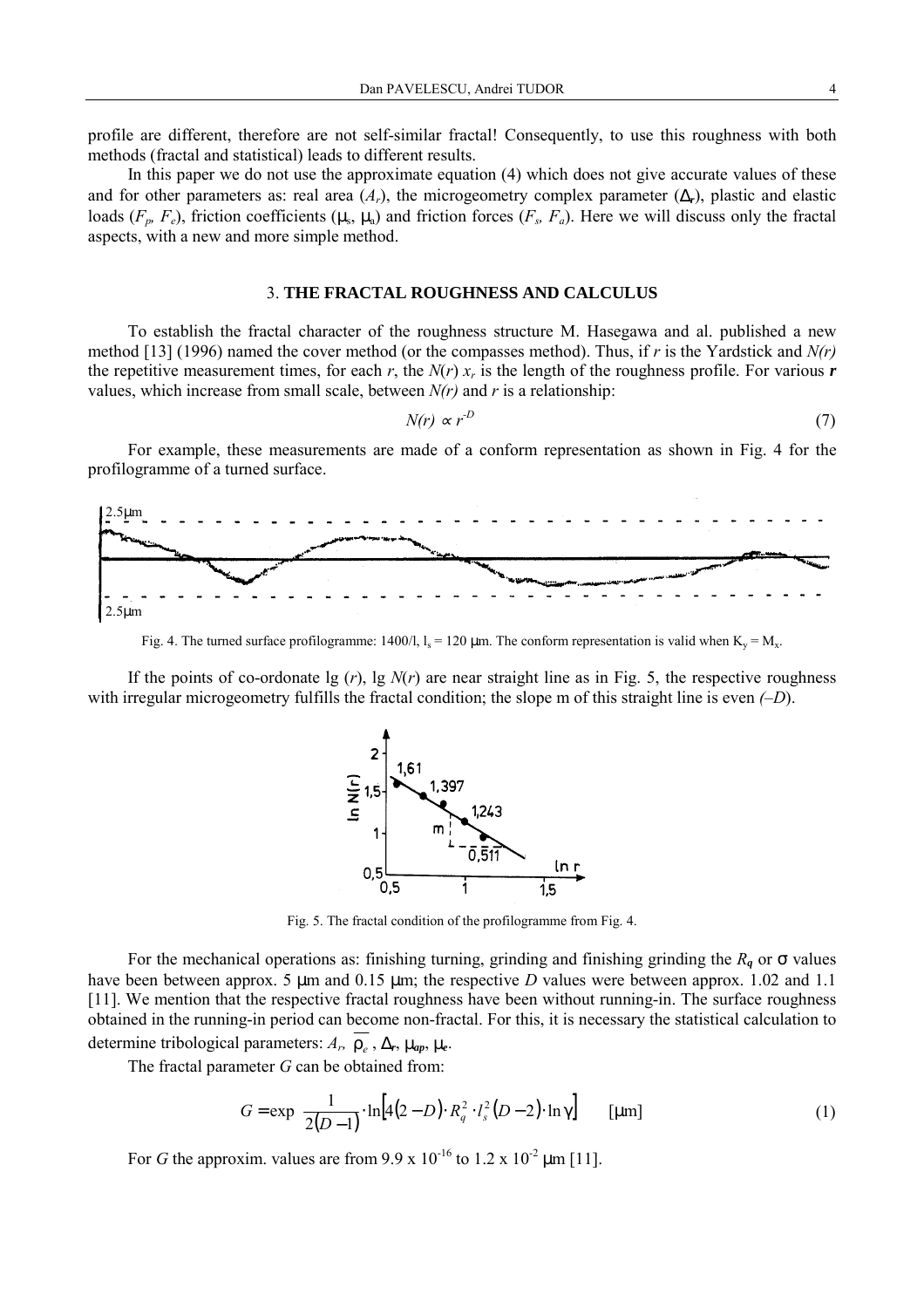profile are different, therefore are not self-similar fractal! Consequently, to use this roughness with both methods (fractal and statistical) leads to different results.

In this paper we do not use the approximate equation (4) which does not give accurate values of these and for other parameters as: real area ($A_r$), the microgeometry complex parameter ($\Delta_r$), plastic and elastic loads ($F_p$, $F_e$), friction coefficients ($\mu_s$, $\mu_a$) and friction forces ($F_s$, $F_a$). Here we will discuss only the fractal aspects, with a new and more simple method.

## 3. THE FRACTAL ROUGHNESS AND CALCULUS

To establish the fractal character of the roughness structure M. Hasegawa and al. published a new method [13] (1996) named the cover method (or the compasses method). Thus, if $r$ is the Yardstick and $N(r)$ the repetitive measurement times, for each $r$, the $N(r)\ x_r$ is the length of the roughness profile. For various $\boldsymbol{r}$ values, which increase from small scale, between $N(r)$ and $r$ is a relationship:

$$N(r) \propto r^{-D} \tag{7}$$

For example, these measurements are made of a conform representation as shown in Fig. 4 for the profilogramme of a turned surface.

Fig. 4. The turned surface profilogramme: 1400/l, $l_s$ = 120 μm. The conform representation is valid when $K_y = M_x$.

If the points of co-ordonate lg ($r$), lg $N(r)$ are near straight line as in Fig. 5, the respective roughness with irregular microgeometry fulfills the fractal condition; the slope m of this straight line is even *(–D)*.

Fig. 5. The fractal condition of the profilogramme from Fig. 4.

For the mechanical operations as: finishing turning, grinding and finishing grinding the $R_q$ or σ values have been between approx. 5 μm and 0.15 μm; the respective $D$ values were between approx. 1.02 and 1.1 [11]. We mention that the respective fractal roughness have been without running-in. The surface roughness obtained in the running-in period can become non-fractal. For this, it is necessary the statistical calculation to determine tribological parameters: $A_r$, $\overline{\rho_e}$, $\Delta_r$, $\mu_{ap}$, $\mu_e$.

The fractal parameter $G$ can be obtained from:

$$G = \exp\left[\frac{1}{2(D-1)}\cdot \ln\left[4(2-D)\cdot R_q^2 \cdot l_s^2 (D-2)\cdot \ln\gamma\right]\right] \quad [\mu\text{m}] \tag{1}$$

For $G$ the approxim. values are from 9.9 x $10^{-16}$ to 1.2 x $10^{-2}$ μm [11].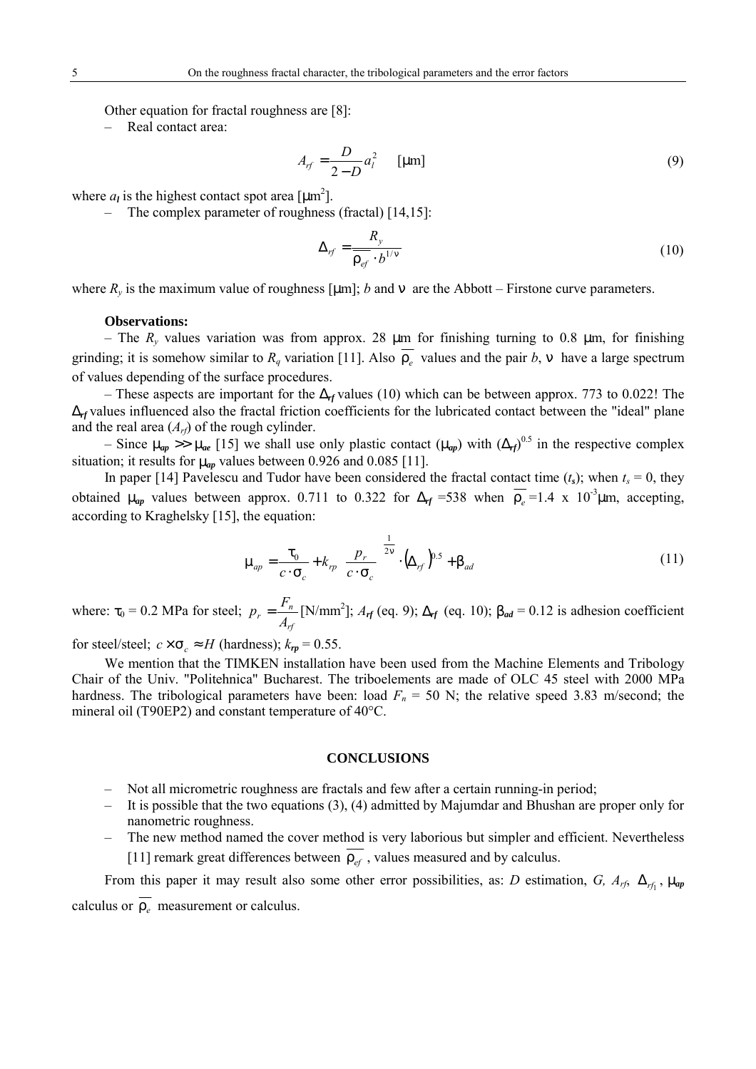Other equation for fractal roughness are [8]:

– Real contact area:

$$A_{rf} = \frac{D}{2-D} a_l^2 \quad [\mu\text{m}] \tag{9}$$

where $a_l$ is the highest contact spot area [$\mu$m$^2$].

– The complex parameter of roughness (fractal) [14,15]:

$$\Delta_{rf} = \frac{R_y}{\overline{\rho_{ef}} \cdot b^{1/\nu}} \tag{10}$$

where $R_y$ is the maximum value of roughness [$\mu$m]; $b$ and $\nu$ are the Abbott – Firstone curve parameters.

**Observations:**

– The $R_y$ values variation was from approx. 28 $\mu$m for finishing turning to 0.8 $\mu$m, for finishing grinding; it is somehow similar to $R_q$ variation [11]. Also $\overline{\rho_e}$ values and the pair $b$, $\nu$ have a large spectrum of values depending of the surface procedures.

– These aspects are important for the $\Delta_{rf}$ values (10) which can be between approx. 773 to 0.022! The $\Delta_{rf}$ values influenced also the fractal friction coefficients for the lubricated contact between the "ideal" plane and the real area ($A_{rf}$) of the rough cylinder.

– Since $\mu_{ap} >> \mu_{ae}$ [15] we shall use only plastic contact ($\mu_{ap}$) with $(\Delta_{rf})^{0.5}$ in the respective complex situation; it results for $\mu_{ap}$ values between 0.926 and 0.085 [11].

In paper [14] Pavelescu and Tudor have been considered the fractal contact time ($t_s$); when $t_s = 0$, they obtained $\mu_{ap}$ values between approx. 0.711 to 0.322 for $\Delta_{rf}$ =538 when $\overline{\rho_e}$ =1.4 x $10^{-3}$ $\mu$m, accepting, according to Kraghelsky [15], the equation:

$$\mu_{ap} = \frac{\tau_0}{c \cdot \sigma_c} + k_{rp}\left(\frac{p_r}{c \cdot \sigma_c}\right)^{\frac{1}{2\nu}} \cdot \left(\Delta_{rf}\right)^{0.5} + \beta_{ad} \tag{11}$$

where: $\tau_0$ = 0.2 MPa for steel; $p_r = \frac{F_n}{A_{rf}}$ [N/mm$^2$]; $A_{rf}$ (eq. 9); $\Delta_{rf}$ (eq. 10); $\beta_{ad}$ = 0.12 is adhesion coefficient for steel/steel; $c \times \sigma_c \approx H$ (hardness); $k_{rp}$ = 0.55.

We mention that the TIMKEN installation have been used from the Machine Elements and Tribology Chair of the Univ. "Politehnica" Bucharest. The triboelements are made of OLC 45 steel with 2000 MPa hardness. The tribological parameters have been: load $F_n$ = 50 N; the relative speed 3.83 m/second; the mineral oil (T90EP2) and constant temperature of 40°C.

## CONCLUSIONS

– Not all micrometric roughness are fractals and few after a certain running-in period;
– It is possible that the two equations (3), (4) admitted by Majumdar and Bhushan are proper only for nanometric roughness.
– The new method named the cover method is very laborious but simpler and efficient. Nevertheless [11] remark great differences between $\overline{\rho_{ef}}$ , values measured and by calculus.

From this paper it may result also some other error possibilities, as: $D$ estimation, $G$, $A_{rf}$, $\Delta_{rf_1}$, $\mu_{ap}$ calculus or $\overline{\rho_e}$ measurement or calculus.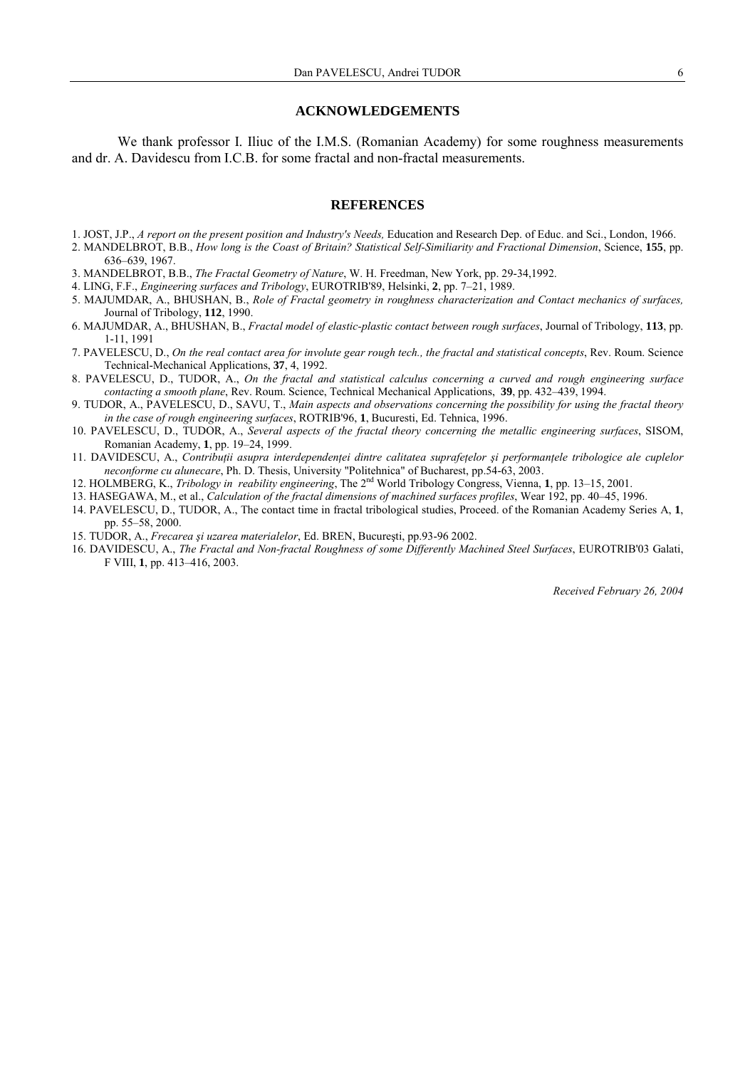## ACKNOWLEDGEMENTS

We thank professor I. Iliuc of the I.M.S. (Romanian Academy) for some roughness measurements and dr. A. Davidescu from I.C.B. for some fractal and non-fractal measurements.

## REFERENCES

1. JOST, J.P., *A report on the present position and Industry's Needs,* Education and Research Dep. of Educ. and Sci., London, 1966.
2. MANDELBROT, B.B., *How long is the Coast of Britain? Statistical Self-Similiarity and Fractional Dimension*, Science, **155**, pp. 636–639, 1967.
3. MANDELBROT, B.B., *The Fractal Geometry of Nature*, W. H. Freedman, New York, pp. 29-34,1992.
4. LING, F.F., *Engineering surfaces and Tribology*, EUROTRIB'89, Helsinki, **2**, pp. 7–21, 1989.
5. MAJUMDAR, A., BHUSHAN, B., *Role of Fractal geometry in roughness characterization and Contact mechanics of surfaces,* Journal of Tribology, **112**, 1990.
6. MAJUMDAR, A., BHUSHAN, B., *Fractal model of elastic-plastic contact between rough surfaces*, Journal of Tribology, **113**, pp. 1-11, 1991
7. PAVELESCU, D., *On the real contact area for involute gear rough tech., the fractal and statistical concepts*, Rev. Roum. Science Technical-Mechanical Applications, **37**, 4, 1992.
8. PAVELESCU, D., TUDOR, A., *On the fractal and statistical calculus concerning a curved and rough engineering surface contacting a smooth plane*, Rev. Roum. Science, Technical Mechanical Applications, **39**, pp. 432–439, 1994.
9. TUDOR, A., PAVELESCU, D., SAVU, T., *Main aspects and observations concerning the possibility for using the fractal theory in the case of rough engineering surfaces*, ROTRIB'96, **1**, Bucuresti, Ed. Tehnica, 1996.
10. PAVELESCU, D., TUDOR, A., *Several aspects of the fractal theory concerning the metallic engineering surfaces*, SISOM, Romanian Academy, **1**, pp. 19–24, 1999.
11. DAVIDESCU, A., *Contribuții asupra interdependenței dintre calitatea suprafețelor şi performanțele tribologice ale cuplelor neconforme cu alunecare*, Ph. D. Thesis, University "Politehnica" of Bucharest, pp.54-63, 2003.
12. HOLMBERG, K., *Tribology in reability engineering*, The 2nd World Tribology Congress, Vienna, **1**, pp. 13–15, 2001.
13. HASEGAWA, M., et al., *Calculation of the fractal dimensions of machined surfaces profiles*, Wear 192, pp. 40–45, 1996.
14. PAVELESCU, D., TUDOR, A., The contact time in fractal tribological studies, Proceed. of the Romanian Academy Series A, **1**, pp. 55–58, 2000.
15. TUDOR, A., *Frecarea şi uzarea materialelor*, Ed. BREN, Bucureşti, pp.93-96 2002.
16. DAVIDESCU, A., *The Fractal and Non-fractal Roughness of some Differently Machined Steel Surfaces*, EUROTRIB'03 Galati, F VIII, **1**, pp. 413–416, 2003.

*Received February 26, 2004*